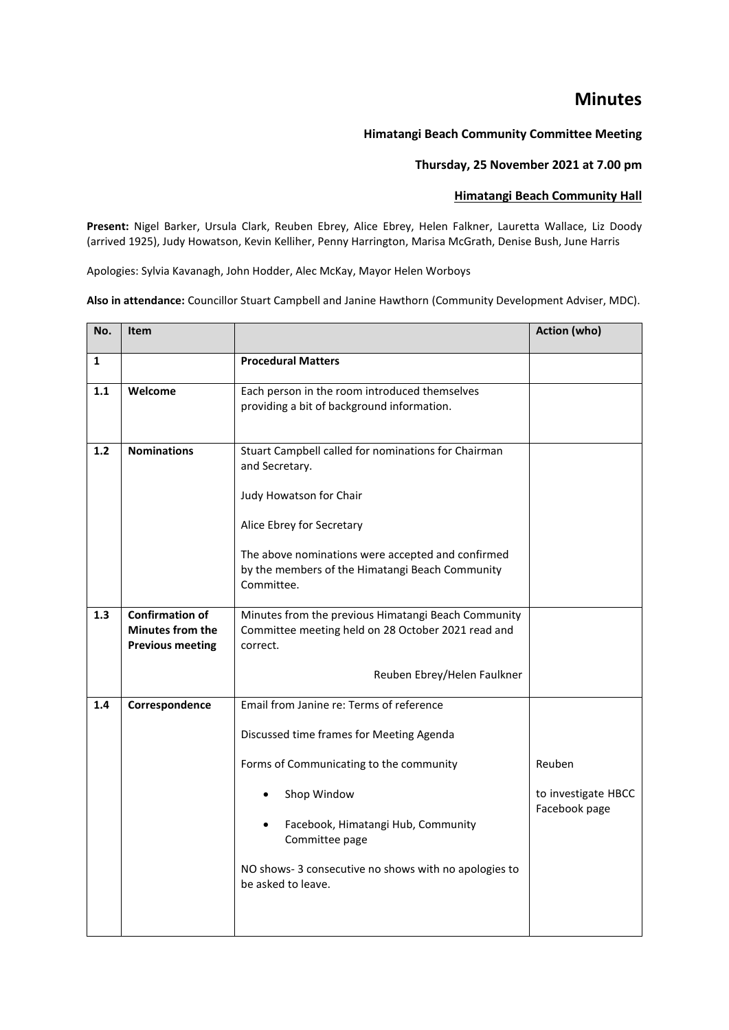# Minutes

**Himatangi Beach Community Committee Meeting**

**Thursday, 25 November 2021 at 7.00 pm**

**Himatangi Beach Community Hall**

**Present:** Nigel Barker, Ursula Clark, Reuben Ebrey, Alice Ebrey, Helen Falkner, Lauretta Wallace, Liz Doody (arrived 1925), Judy Howatson, Kevin Kelliher, Penny Harrington, Marisa McGrath, Denise Bush, June Harris

Apologies: Sylvia Kavanagh, John Hodder, Alec McKay, Mayor Helen Worboys

**Also in attendance:** Councillor Stuart Campbell and Janine Hawthorn (Community Development Adviser, MDC).

| No. | Item | | Action (who) |
|---|---|---|---|
| **1** | | **Procedural Matters** | |
| **1.1** | **Welcome** | Each person in the room introduced themselves providing a bit of background information. | |
| **1.2** | **Nominations** | Stuart Campbell called for nominations for Chairman and Secretary.<br><br>Judy Howatson for Chair<br><br>Alice Ebrey for Secretary<br><br>The above nominations were accepted and confirmed by the members of the Himatangi Beach Community Committee. | |
| **1.3** | **Confirmation of Minutes from the Previous meeting** | Minutes from the previous Himatangi Beach Community Committee meeting held on 28 October 2021 read and correct.<br><br>Reuben Ebrey/Helen Faulkner | |
| **1.4** | **Correspondence** | Email from Janine re: Terms of reference<br><br>Discussed time frames for Meeting Agenda<br><br>Forms of Communicating to the community<br><br>• Shop Window<br>• Facebook, Himatangi Hub, Community Committee page<br><br>NO shows- 3 consecutive no shows with no apologies to be asked to leave. | Reuben<br><br>to investigate HBCC Facebook page |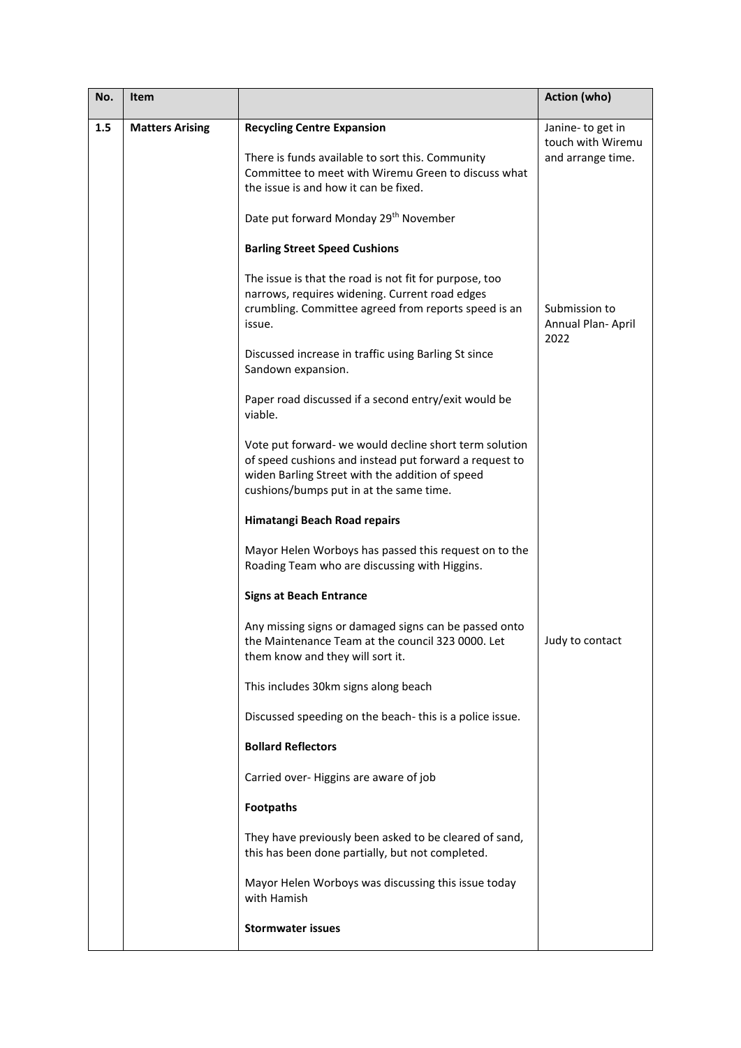| No. | Item | | Action (who) |
| --- | --- | --- | --- |
| 1.5 | Matters Arising | **Recycling Centre Expansion**<br><br>There is funds available to sort this. Community Committee to meet with Wiremu Green to discuss what the issue is and how it can be fixed.<br><br>Date put forward Monday 29th November | Janine- to get in touch with Wiremu and arrange time. |
| | | **Barling Street Speed Cushions**<br><br>The issue is that the road is not fit for purpose, too narrows, requires widening. Current road edges crumbling. Committee agreed from reports speed is an issue.<br><br>Discussed increase in traffic using Barling St since Sandown expansion.<br><br>Paper road discussed if a second entry/exit would be viable.<br><br>Vote put forward- we would decline short term solution of speed cushions and instead put forward a request to widen Barling Street with the addition of speed cushions/bumps put in at the same time. | Submission to Annual Plan- April 2022 |
| | | **Himatangi Beach Road repairs**<br><br>Mayor Helen Worboys has passed this request on to the Roading Team who are discussing with Higgins. | |
| | | **Signs at Beach Entrance**<br><br>Any missing signs or damaged signs can be passed onto the Maintenance Team at the council 323 0000. Let them know and they will sort it.<br><br>This includes 30km signs along beach<br><br>Discussed speeding on the beach- this is a police issue. | Judy to contact |
| | | **Bollard Reflectors**<br><br>Carried over- Higgins are aware of job | |
| | | **Footpaths**<br><br>They have previously been asked to be cleared of sand, this has been done partially, but not completed.<br><br>Mayor Helen Worboys was discussing this issue today with Hamish | |
| | | **Stormwater issues** | |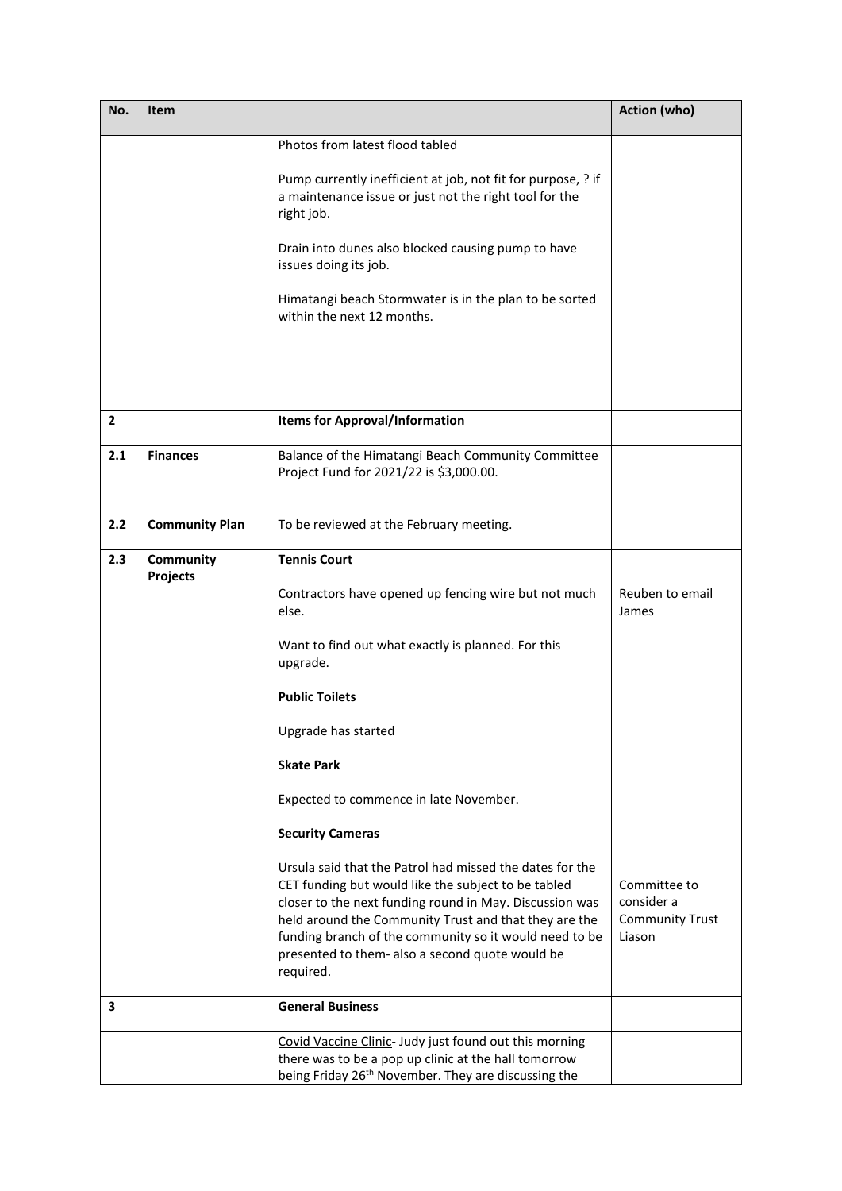| No. | Item | | Action (who) |
|---|---|---|---|
| | | Photos from latest flood tabled<br><br>Pump currently inefficient at job, not fit for purpose, ? if a maintenance issue or just not the right tool for the right job.<br><br>Drain into dunes also blocked causing pump to have issues doing its job.<br><br>Himatangi beach Stormwater is in the plan to be sorted within the next 12 months. | |
| **2** | | **Items for Approval/Information** | |
| **2.1** | **Finances** | Balance of the Himatangi Beach Community Committee Project Fund for 2021/22 is $3,000.00. | |
| **2.2** | **Community Plan** | To be reviewed at the February meeting. | |
| **2.3** | **Community Projects** | **Tennis Court**<br><br>Contractors have opened up fencing wire but not much else.<br><br>Want to find out what exactly is planned. For this upgrade.<br><br>**Public Toilets**<br><br>Upgrade has started<br><br>**Skate Park**<br><br>Expected to commence in late November.<br><br>**Security Cameras**<br><br>Ursula said that the Patrol had missed the dates for the CET funding but would like the subject to be tabled closer to the next funding round in May. Discussion was held around the Community Trust and that they are the funding branch of the community so it would need to be presented to them- also a second quote would be required. | Reuben to email James<br><br>Committee to consider a Community Trust Liason |
| **3** | | **General Business** | |
| | | <u>Covid Vaccine Clinic</u>- Judy just found out this morning there was to be a pop up clinic at the hall tomorrow being Friday 26th November. They are discussing the | |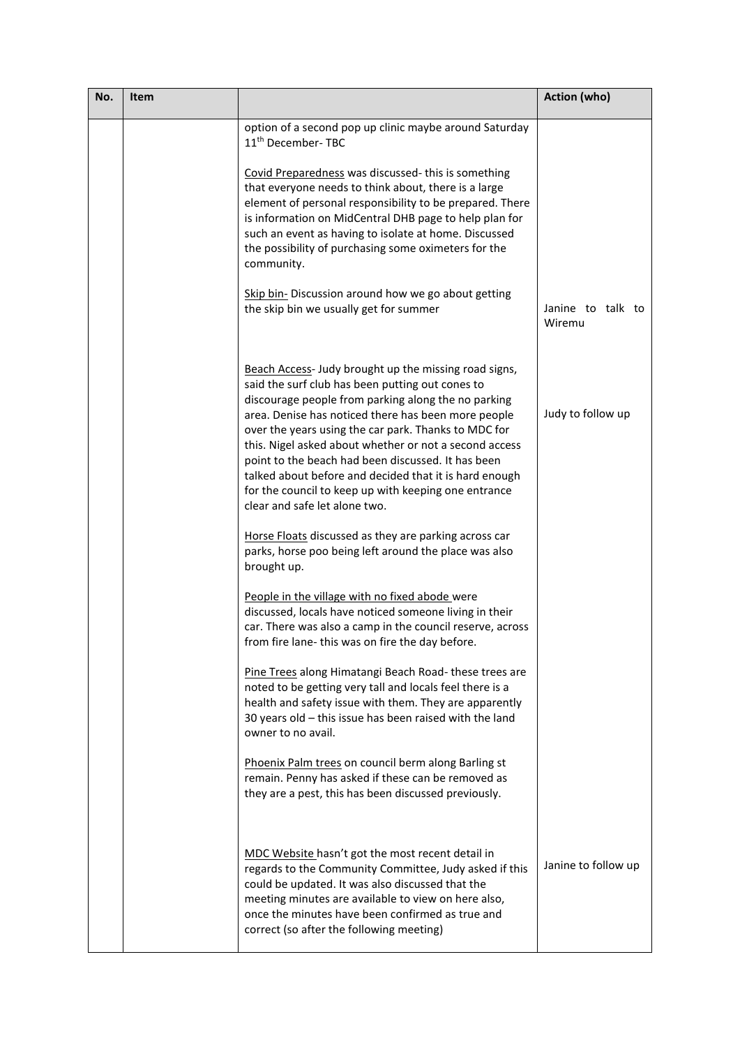| No. | Item | | Action (who) |
|---|---|---|---|
| | | option of a second pop up clinic maybe around Saturday 11th December- TBC<br><br><u>Covid Preparedness</u> was discussed- this is something that everyone needs to think about, there is a large element of personal responsibility to be prepared. There is information on MidCentral DHB page to help plan for such an event as having to isolate at home. Discussed the possibility of purchasing some oximeters for the community.<br><br><u>Skip bin-</u> Discussion around how we go about getting the skip bin we usually get for summer | Janine to talk to Wiremu |
| | | <u>Beach Access</u>- Judy brought up the missing road signs, said the surf club has been putting out cones to discourage people from parking along the no parking area. Denise has noticed there has been more people over the years using the car park. Thanks to MDC for this. Nigel asked about whether or not a second access point to the beach had been discussed. It has been talked about before and decided that it is hard enough for the council to keep up with keeping one entrance clear and safe let alone two.<br><br><u>Horse Floats</u> discussed as they are parking across car parks, horse poo being left around the place was also brought up.<br><br><u>People in the village with no fixed abode</u> were discussed, locals have noticed someone living in their car. There was also a camp in the council reserve, across from fire lane- this was on fire the day before.<br><br><u>Pine Trees</u> along Himatangi Beach Road- these trees are noted to be getting very tall and locals feel there is a health and safety issue with them. They are apparently 30 years old – this issue has been raised with the land owner to no avail.<br><br><u>Phoenix Palm trees</u> on council berm along Barling st remain. Penny has asked if these can be removed as they are a pest, this has been discussed previously. | Judy to follow up |
| | | <u>MDC Website</u> hasn't got the most recent detail in regards to the Community Committee, Judy asked if this could be updated. It was also discussed that the meeting minutes are available to view on here also, once the minutes have been confirmed as true and correct (so after the following meeting) | Janine to follow up |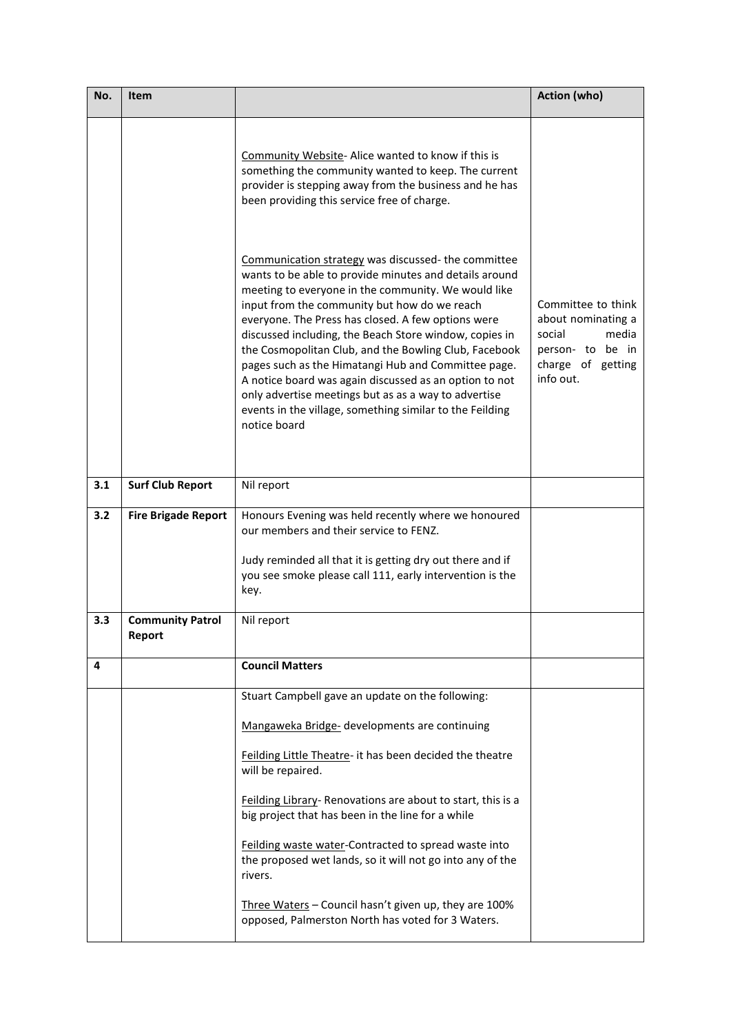| No. | Item | | Action (who) |
|---|---|---|---|
| | | Community Website- Alice wanted to know if this is something the community wanted to keep. The current provider is stepping away from the business and he has been providing this service free of charge.<br><br>Communication strategy was discussed- the committee wants to be able to provide minutes and details around meeting to everyone in the community. We would like input from the community but how do we reach everyone. The Press has closed. A few options were discussed including, the Beach Store window, copies in the Cosmopolitan Club, and the Bowling Club, Facebook pages such as the Himatangi Hub and Committee page. A notice board was again discussed as an option to not only advertise meetings but as as a way to advertise events in the village, something similar to the Feilding notice board | Committee to think about nominating a social media person- to be in charge of getting info out. |
| 3.1 | **Surf Club Report** | Nil report | |
| 3.2 | **Fire Brigade Report** | Honours Evening was held recently where we honoured our members and their service to FENZ.<br><br>Judy reminded all that it is getting dry out there and if you see smoke please call 111, early intervention is the key. | |
| 3.3 | **Community Patrol Report** | Nil report | |
| 4 | | **Council Matters** | |
| | | Stuart Campbell gave an update on the following:<br><br>Mangaweka Bridge- developments are continuing<br><br>Feilding Little Theatre- it has been decided the theatre will be repaired.<br><br>Feilding Library- Renovations are about to start, this is a big project that has been in the line for a while<br><br>Feilding waste water-Contracted to spread waste into the proposed wet lands, so it will not go into any of the rivers.<br><br>Three Waters – Council hasn't given up, they are 100% opposed, Palmerston North has voted for 3 Waters. | |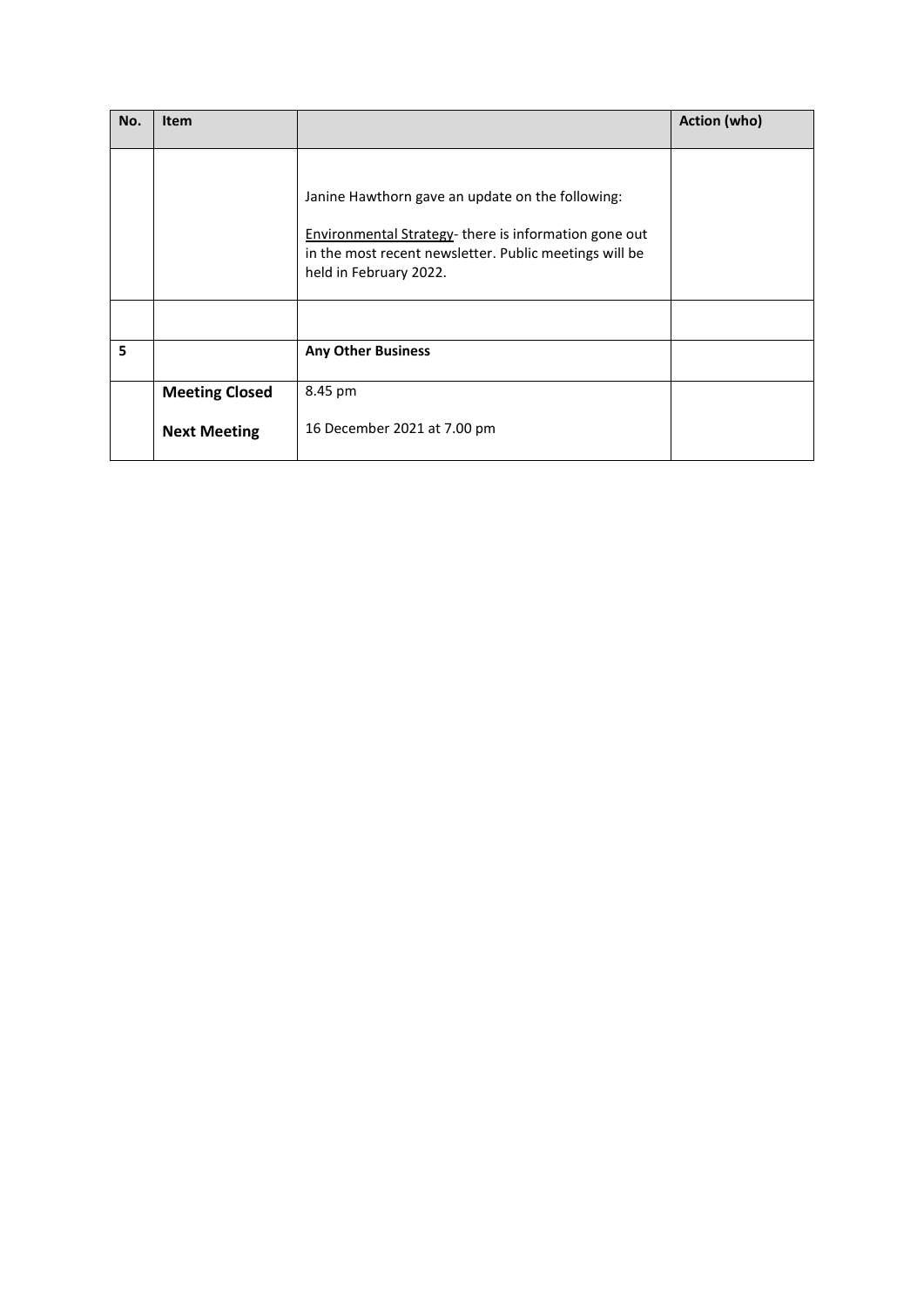| No. | Item | | Action (who) |
|---|---|---|---|
| | | Janine Hawthorn gave an update on the following:<br><br>Environmental Strategy- there is information gone out in the most recent newsletter. Public meetings will be held in February 2022. | |
| | | | |
| 5 | | **Any Other Business** | |
| | **Meeting Closed**<br><br>**Next Meeting** | 8.45 pm<br><br>16 December 2021 at 7.00 pm | |